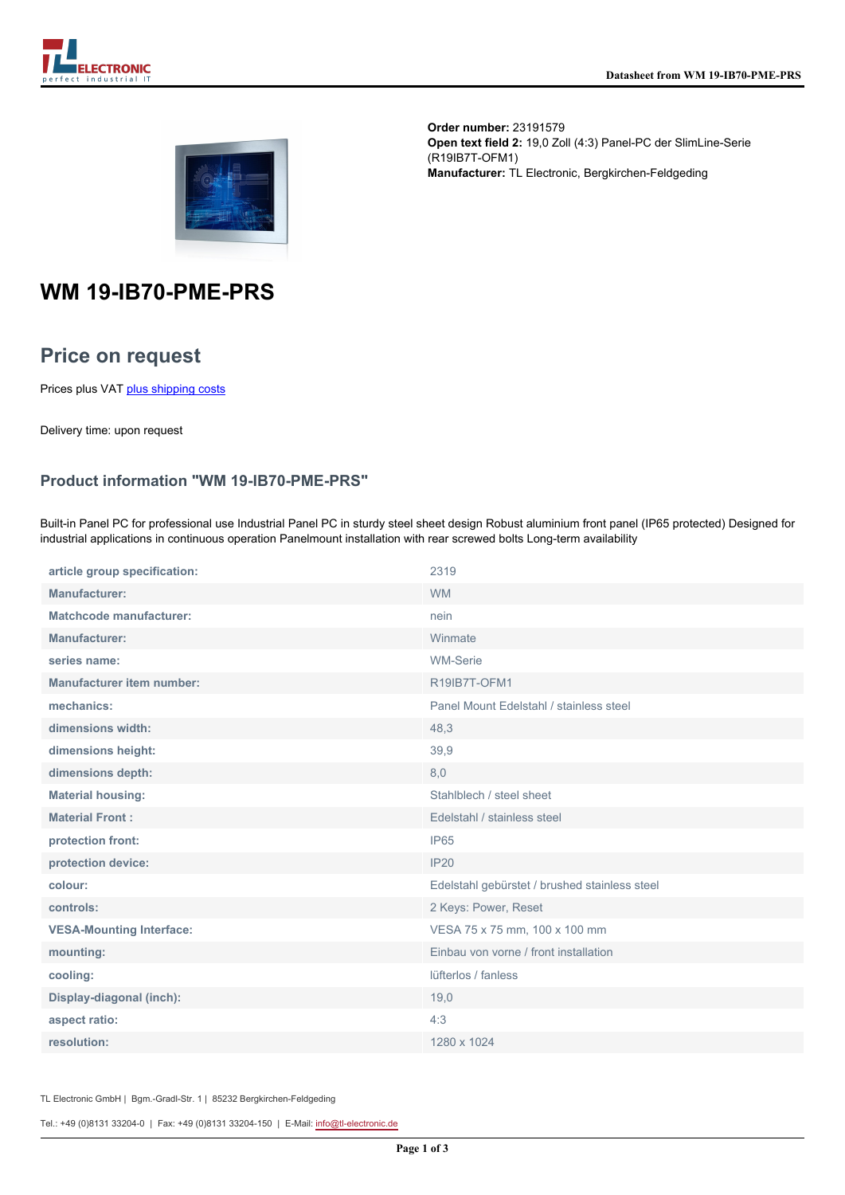**Order number:** 23191579
**Open text field 2:** 19,0 Zoll (4:3) Panel-PC der SlimLine-Serie (R19IB7T-OFM1)
**Manufacturer:** TL Electronic, Bergkirchen-Feldgeding

# WM 19-IB70-PME-PRS

## Price on request

Prices plus VAT plus shipping costs

Delivery time: upon request

### Product information "WM 19-IB70-PME-PRS"

Built-in Panel PC for professional use Industrial Panel PC in sturdy steel sheet design Robust aluminium front panel (IP65 protected) Designed for industrial applications in continuous operation Panelmount installation with rear screwed bolts Long-term availability

| | |
|---|---|
| article group specification: | 2319 |
| Manufacturer: | WM |
| Matchcode manufacturer: | nein |
| Manufacturer: | Winmate |
| series name: | WM-Serie |
| Manufacturer item number: | R19IB7T-OFM1 |
| mechanics: | Panel Mount Edelstahl / stainless steel |
| dimensions width: | 48,3 |
| dimensions height: | 39,9 |
| dimensions depth: | 8,0 |
| Material housing: | Stahlblech / steel sheet |
| Material Front : | Edelstahl / stainless steel |
| protection front: | IP65 |
| protection device: | IP20 |
| colour: | Edelstahl gebürstet / brushed stainless steel |
| controls: | 2 Keys: Power, Reset |
| VESA-Mounting Interface: | VESA 75 x 75 mm, 100 x 100 mm |
| mounting: | Einbau von vorne / front installation |
| cooling: | lüfterlos / fanless |
| Display-diagonal (inch): | 19,0 |
| aspect ratio: | 4:3 |
| resolution: | 1280 x 1024 |

TL Electronic GmbH | Bgm.-Gradl-Str. 1 | 85232 Bergkirchen-Feldgeding

Tel.: +49 (0)8131 33204-0 | Fax: +49 (0)8131 33204-150 | E-Mail: info@tl-electronic.de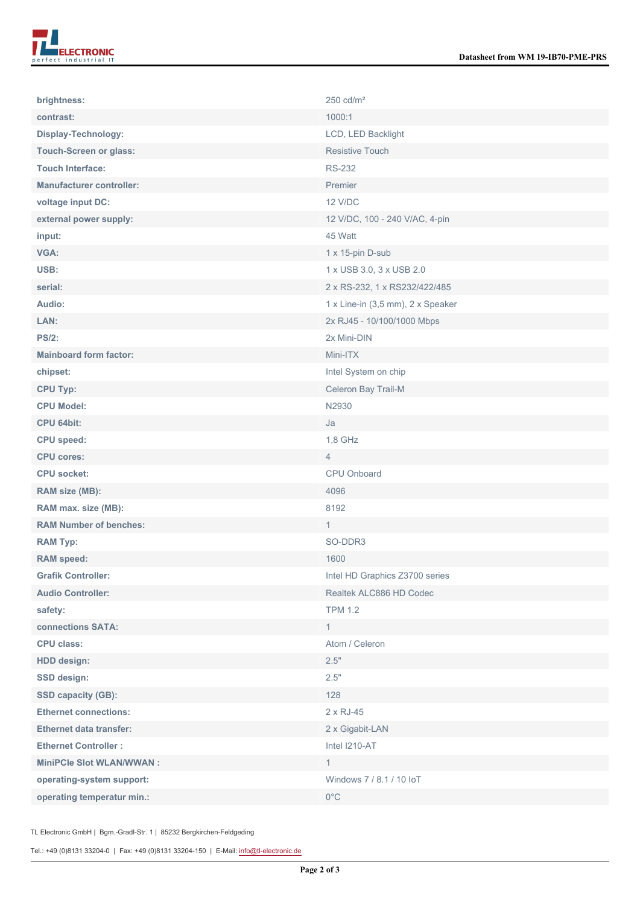| | |
|---|---|
| **brightness:** | 250 cd/m² |
| **contrast:** | 1000:1 |
| **Display-Technology:** | LCD, LED Backlight |
| **Touch-Screen or glass:** | Resistive Touch |
| **Touch Interface:** | RS-232 |
| **Manufacturer controller:** | Premier |
| **voltage input DC:** | 12 V/DC |
| **external power supply:** | 12 V/DC, 100 - 240 V/AC, 4-pin |
| **input:** | 45 Watt |
| **VGA:** | 1 x 15-pin D-sub |
| **USB:** | 1 x USB 3.0, 3 x USB 2.0 |
| **serial:** | 2 x RS-232, 1 x RS232/422/485 |
| **Audio:** | 1 x Line-in (3,5 mm), 2 x Speaker |
| **LAN:** | 2x RJ45 - 10/100/1000 Mbps |
| **PS/2:** | 2x Mini-DIN |
| **Mainboard form factor:** | Mini-ITX |
| **chipset:** | Intel System on chip |
| **CPU Typ:** | Celeron Bay Trail-M |
| **CPU Model:** | N2930 |
| **CPU 64bit:** | Ja |
| **CPU speed:** | 1,8 GHz |
| **CPU cores:** | 4 |
| **CPU socket:** | CPU Onboard |
| **RAM size (MB):** | 4096 |
| **RAM max. size (MB):** | 8192 |
| **RAM Number of benches:** | 1 |
| **RAM Typ:** | SO-DDR3 |
| **RAM speed:** | 1600 |
| **Grafik Controller:** | Intel HD Graphics Z3700 series |
| **Audio Controller:** | Realtek ALC886 HD Codec |
| **safety:** | TPM 1.2 |
| **connections SATA:** | 1 |
| **CPU class:** | Atom / Celeron |
| **HDD design:** | 2.5" |
| **SSD design:** | 2.5" |
| **SSD capacity (GB):** | 128 |
| **Ethernet connections:** | 2 x RJ-45 |
| **Ethernet data transfer:** | 2 x Gigabit-LAN |
| **Ethernet Controller :** | Intel I210-AT |
| **MiniPCIe Slot WLAN/WWAN :** | 1 |
| **operating-system support:** | Windows 7 / 8.1 / 10 IoT |
| **operating temperatur min.:** | 0°C |

TL Electronic GmbH | Bgm.-Gradl-Str. 1 | 85232 Bergkirchen-Feldgeding

Tel.: +49 (0)8131 33204-0 | Fax: +49 (0)8131 33204-150 | E-Mail: info@tl-electronic.de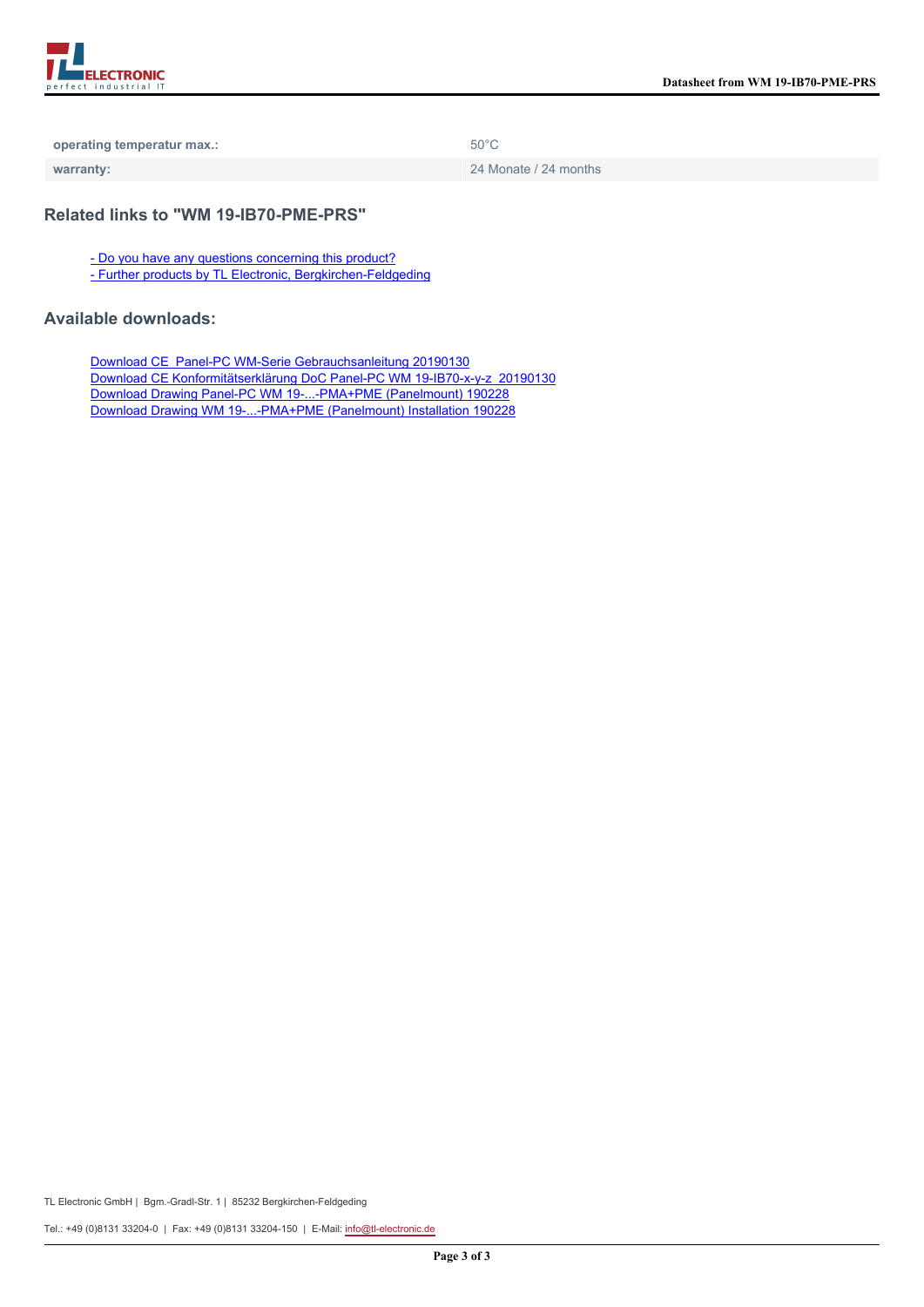| | |
|---|---|
| **operating temperatur max.:** | 50°C |
| **warranty:** | 24 Monate / 24 months |

## Related links to "WM 19-IB70-PME-PRS"

- Do you have any questions concerning this product?
- Further products by TL Electronic, Bergkirchen-Feldgeding

## Available downloads:

Download CE  Panel-PC WM-Serie Gebrauchsanleitung 20190130
Download CE Konformitätserklärung DoC Panel-PC WM 19-IB70-x-y-z  20190130
Download Drawing Panel-PC WM 19-...-PMA+PME (Panelmount) 190228
Download Drawing WM 19-...-PMA+PME (Panelmount) Installation 190228

TL Electronic GmbH | Bgm.-Gradl-Str. 1 | 85232 Bergkirchen-Feldgeding

Tel.: +49 (0)8131 33204-0 | Fax: +49 (0)8131 33204-150 | E-Mail: info@tl-electronic.de